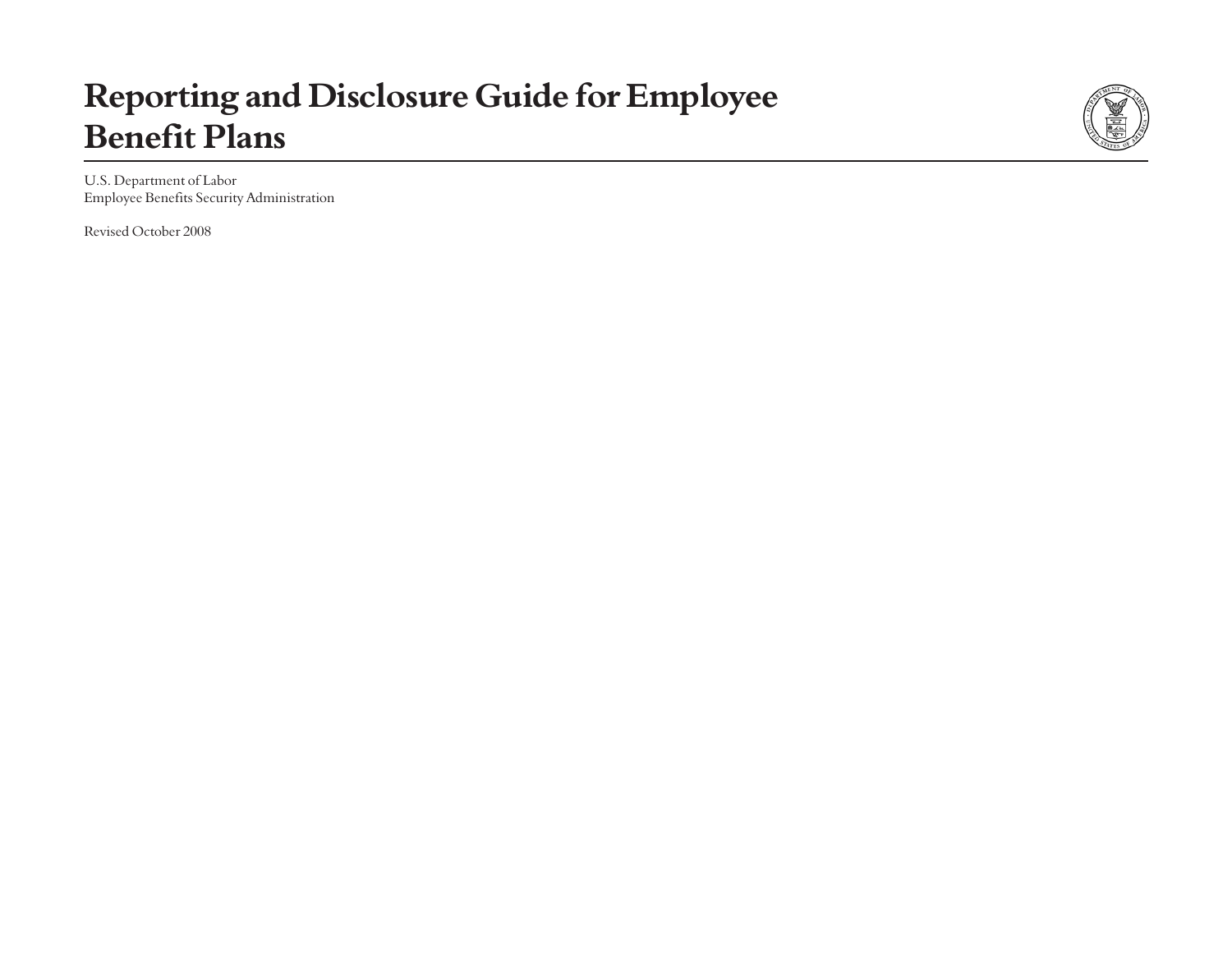# Reporting and Disclosure Guide for Employee Benefit Plans

U.S. Department of Labor
Employee Benefits Security Administration

Revised October 2008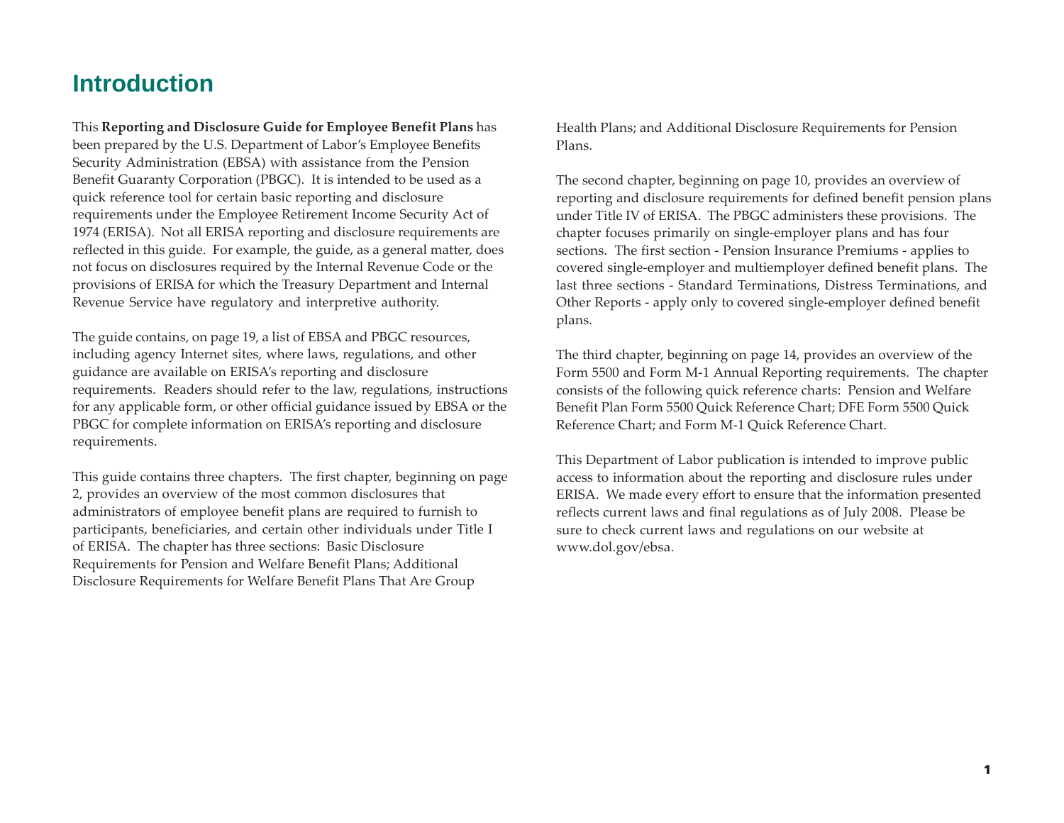# Introduction

This **Reporting and Disclosure Guide for Employee Benefit Plans** has been prepared by the U.S. Department of Labor's Employee Benefits Security Administration (EBSA) with assistance from the Pension Benefit Guaranty Corporation (PBGC). It is intended to be used as a quick reference tool for certain basic reporting and disclosure requirements under the Employee Retirement Income Security Act of 1974 (ERISA). Not all ERISA reporting and disclosure requirements are reflected in this guide. For example, the guide, as a general matter, does not focus on disclosures required by the Internal Revenue Code or the provisions of ERISA for which the Treasury Department and Internal Revenue Service have regulatory and interpretive authority.

The guide contains, on page 19, a list of EBSA and PBGC resources, including agency Internet sites, where laws, regulations, and other guidance are available on ERISA's reporting and disclosure requirements. Readers should refer to the law, regulations, instructions for any applicable form, or other official guidance issued by EBSA or the PBGC for complete information on ERISA's reporting and disclosure requirements.

This guide contains three chapters. The first chapter, beginning on page 2, provides an overview of the most common disclosures that administrators of employee benefit plans are required to furnish to participants, beneficiaries, and certain other individuals under Title I of ERISA. The chapter has three sections: Basic Disclosure Requirements for Pension and Welfare Benefit Plans; Additional Disclosure Requirements for Welfare Benefit Plans That Are Group Health Plans; and Additional Disclosure Requirements for Pension Plans.

The second chapter, beginning on page 10, provides an overview of reporting and disclosure requirements for defined benefit pension plans under Title IV of ERISA. The PBGC administers these provisions. The chapter focuses primarily on single-employer plans and has four sections. The first section - Pension Insurance Premiums - applies to covered single-employer and multiemployer defined benefit plans. The last three sections - Standard Terminations, Distress Terminations, and Other Reports - apply only to covered single-employer defined benefit plans.

The third chapter, beginning on page 14, provides an overview of the Form 5500 and Form M-1 Annual Reporting requirements. The chapter consists of the following quick reference charts: Pension and Welfare Benefit Plan Form 5500 Quick Reference Chart; DFE Form 5500 Quick Reference Chart; and Form M-1 Quick Reference Chart.

This Department of Labor publication is intended to improve public access to information about the reporting and disclosure rules under ERISA. We made every effort to ensure that the information presented reflects current laws and final regulations as of July 2008. Please be sure to check current laws and regulations on our website at www.dol.gov/ebsa.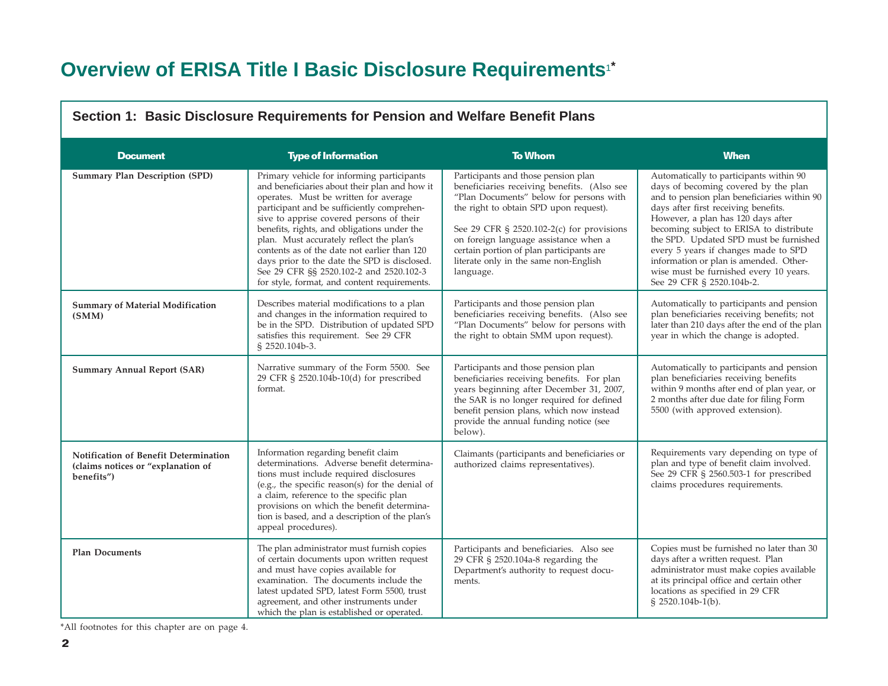# Overview of ERISA Title I Basic Disclosure Requirements[1*]

## Section 1: Basic Disclosure Requirements for Pension and Welfare Benefit Plans

| Document | Type of Information | To Whom | When |
|---|---|---|---|
| **Summary Plan Description (SPD)** | Primary vehicle for informing participants and beneficiaries about their plan and how it operates. Must be written for average participant and be sufficiently comprehensive to apprise covered persons of their benefits, rights, and obligations under the plan. Must accurately reflect the plan's contents as of the date not earlier than 120 days prior to the date the SPD is disclosed. See 29 CFR §§ 2520.102-2 and 2520.102-3 for style, format, and content requirements. | Participants and those pension plan beneficiaries receiving benefits. (Also see "Plan Documents" below for persons with the right to obtain SPD upon request).<br><br>See 29 CFR § 2520.102-2(c) for provisions on foreign language assistance when a certain portion of plan participants are literate only in the same non-English language. | Automatically to participants within 90 days of becoming covered by the plan and to pension plan beneficiaries within 90 days after first receiving benefits. However, a plan has 120 days after becoming subject to ERISA to distribute the SPD. Updated SPD must be furnished every 5 years if changes made to SPD information or plan is amended. Otherwise must be furnished every 10 years. See 29 CFR § 2520.104b-2. |
| **Summary of Material Modification (SMM)** | Describes material modifications to a plan and changes in the information required to be in the SPD. Distribution of updated SPD satisfies this requirement. See 29 CFR § 2520.104b-3. | Participants and those pension plan beneficiaries receiving benefits. (Also see "Plan Documents" below for persons with the right to obtain SMM upon request). | Automatically to participants and pension plan beneficiaries receiving benefits; not later than 210 days after the end of the plan year in which the change is adopted. |
| **Summary Annual Report (SAR)** | Narrative summary of the Form 5500. See 29 CFR § 2520.104b-10(d) for prescribed format. | Participants and those pension plan beneficiaries receiving benefits. For plan years beginning after December 31, 2007, the SAR is no longer required for defined benefit pension plans, which now instead provide the annual funding notice (see below). | Automatically to participants and pension plan beneficiaries receiving benefits within 9 months after end of plan year, or 2 months after due date for filing Form 5500 (with approved extension). |
| **Notification of Benefit Determination (claims notices or "explanation of benefits")** | Information regarding benefit claim determinations. Adverse benefit determinations must include required disclosures (e.g., the specific reason(s) for the denial of a claim, reference to the specific plan provisions on which the benefit determination is based, and a description of the plan's appeal procedures). | Claimants (participants and beneficiaries or authorized claims representatives). | Requirements vary depending on type of plan and type of benefit claim involved. See 29 CFR § 2560.503-1 for prescribed claims procedures requirements. |
| **Plan Documents** | The plan administrator must furnish copies of certain documents upon written request and must have copies available for examination. The documents include the latest updated SPD, latest Form 5500, trust agreement, and other instruments under which the plan is established or operated. | Participants and beneficiaries. Also see 29 CFR § 2520.104a-8 regarding the Department's authority to request documents. | Copies must be furnished no later than 30 days after a written request. Plan administrator must make copies available at its principal office and certain other locations as specified in 29 CFR § 2520.104b-1(b). |

*All footnotes for this chapter are on page 4.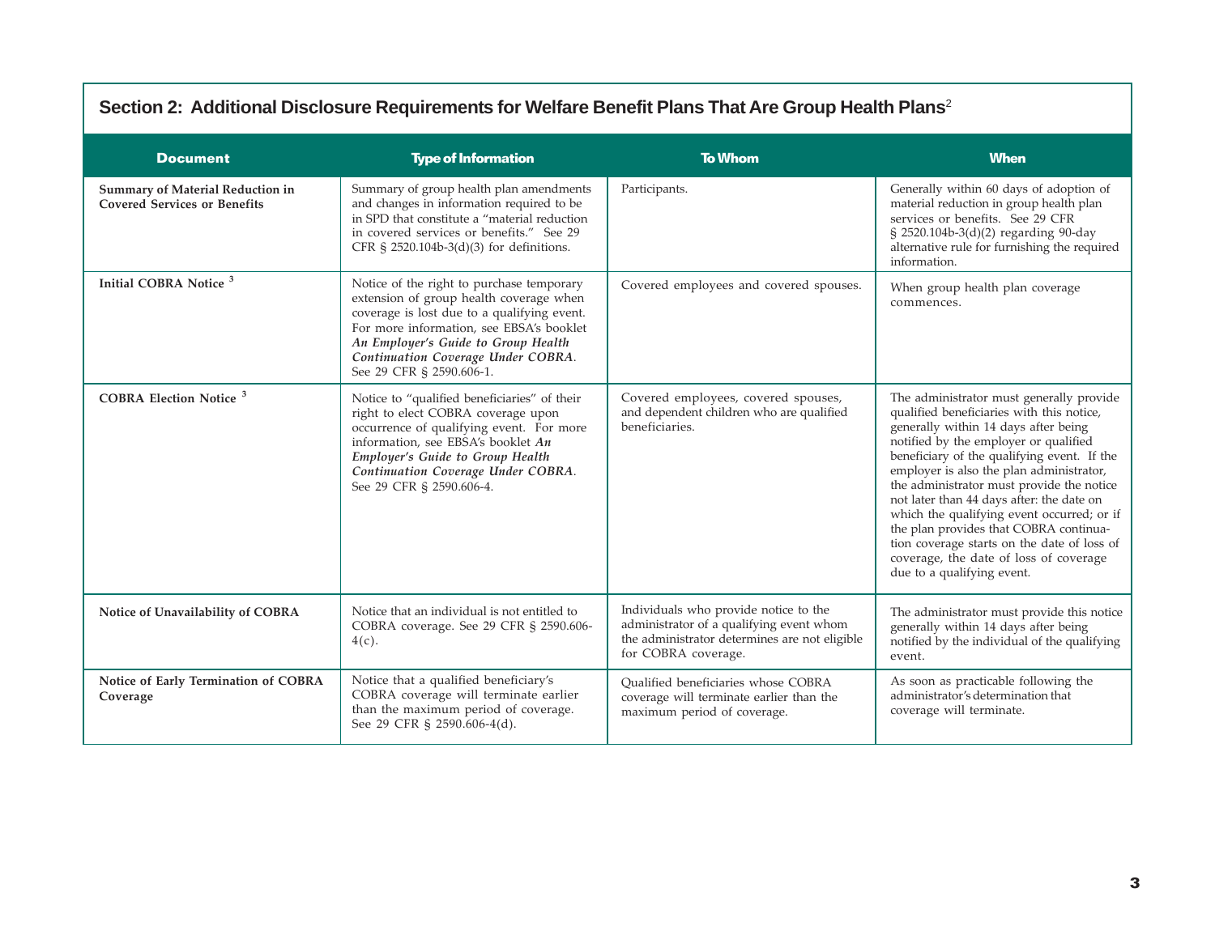## Section 2: Additional Disclosure Requirements for Welfare Benefit Plans That Are Group Health Plans[2]

| Document | Type of Information | To Whom | When |
|---|---|---|---|
| **Summary of Material Reduction in Covered Services or Benefits** | Summary of group health plan amendments and changes in information required to be in SPD that constitute a "material reduction in covered services or benefits." See 29 CFR § 2520.104b-3(d)(3) for definitions. | Participants. | Generally within 60 days of adoption of material reduction in group health plan services or benefits. See 29 CFR § 2520.104b-3(d)(2) regarding 90-day alternative rule for furnishing the required information. |
| **Initial COBRA Notice** [3] | Notice of the right to purchase temporary extension of group health coverage when coverage is lost due to a qualifying event. For more information, see EBSA's booklet ***An Employer's Guide to Group Health Continuation Coverage Under COBRA***. See 29 CFR § 2590.606-1. | Covered employees and covered spouses. | When group health plan coverage commences. |
| **COBRA Election Notice** [3] | Notice to "qualified beneficiaries" of their right to elect COBRA coverage upon occurrence of qualifying event. For more information, see EBSA's booklet ***An Employer's Guide to Group Health Continuation Coverage Under COBRA***. See 29 CFR § 2590.606-4. | Covered employees, covered spouses, and dependent children who are qualified beneficiaries. | The administrator must generally provide qualified beneficiaries with this notice, generally within 14 days after being notified by the employer or qualified beneficiary of the qualifying event. If the employer is also the plan administrator, the administrator must provide the notice not later than 44 days after: the date on which the qualifying event occurred; or if the plan provides that COBRA continuation coverage starts on the date of loss of coverage, the date of loss of coverage due to a qualifying event. |
| **Notice of Unavailability of COBRA** | Notice that an individual is not entitled to COBRA coverage. See 29 CFR § 2590.606-4(c). | Individuals who provide notice to the administrator of a qualifying event whom the administrator determines are not eligible for COBRA coverage. | The administrator must provide this notice generally within 14 days after being notified by the individual of the qualifying event. |
| **Notice of Early Termination of COBRA Coverage** | Notice that a qualified beneficiary's COBRA coverage will terminate earlier than the maximum period of coverage. See 29 CFR § 2590.606-4(d). | Qualified beneficiaries whose COBRA coverage will terminate earlier than the maximum period of coverage. | As soon as practicable following the administrator's determination that coverage will terminate. |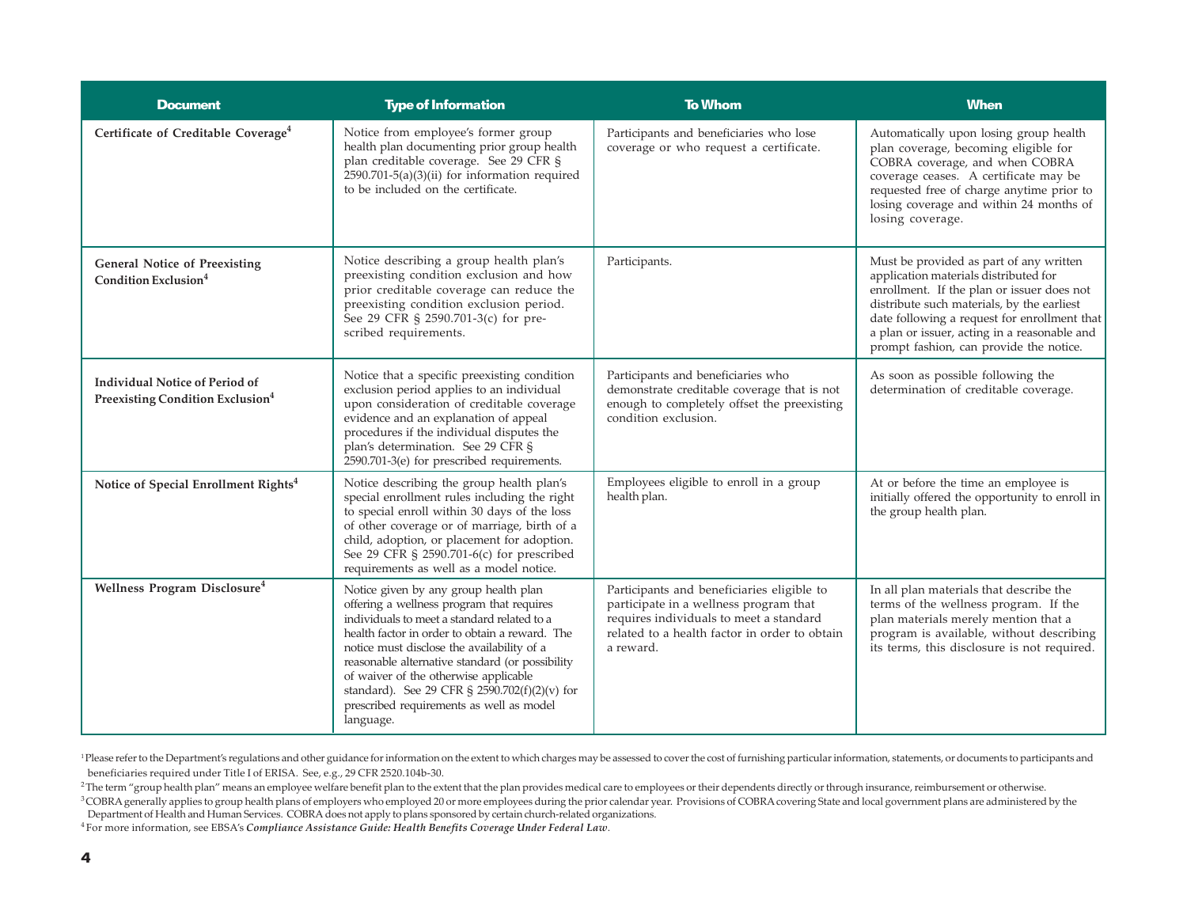| Document | Type of Information | To Whom | When |
|---|---|---|---|
| **Certificate of Creditable Coverage**[4] | Notice from employee's former group health plan documenting prior group health plan creditable coverage. See 29 CFR § 2590.701-5(a)(3)(ii) for information required to be included on the certificate. | Participants and beneficiaries who lose coverage or who request a certificate. | Automatically upon losing group health plan coverage, becoming eligible for COBRA coverage, and when COBRA coverage ceases. A certificate may be requested free of charge anytime prior to losing coverage and within 24 months of losing coverage. |
| **General Notice of Preexisting Condition Exclusion**[4] | Notice describing a group health plan's preexisting condition exclusion and how prior creditable coverage can reduce the preexisting condition exclusion period. See 29 CFR § 2590.701-3(c) for prescribed requirements. | Participants. | Must be provided as part of any written application materials distributed for enrollment. If the plan or issuer does not distribute such materials, by the earliest date following a request for enrollment that a plan or issuer, acting in a reasonable and prompt fashion, can provide the notice. |
| **Individual Notice of Period of Preexisting Condition Exclusion**[4] | Notice that a specific preexisting condition exclusion period applies to an individual upon consideration of creditable coverage evidence and an explanation of appeal procedures if the individual disputes the plan's determination. See 29 CFR § 2590.701-3(e) for prescribed requirements. | Participants and beneficiaries who demonstrate creditable coverage that is not enough to completely offset the preexisting condition exclusion. | As soon as possible following the determination of creditable coverage. |
| **Notice of Special Enrollment Rights**[4] | Notice describing the group health plan's special enrollment rules including the right to special enroll within 30 days of the loss of other coverage or of marriage, birth of a child, adoption, or placement for adoption. See 29 CFR § 2590.701-6(c) for prescribed requirements as well as a model notice. | Employees eligible to enroll in a group health plan. | At or before the time an employee is initially offered the opportunity to enroll in the group health plan. |
| **Wellness Program Disclosure**[4] | Notice given by any group health plan offering a wellness program that requires individuals to meet a standard related to a health factor in order to obtain a reward. The notice must disclose the availability of a reasonable alternative standard (or possibility of waiver of the otherwise applicable standard). See 29 CFR § 2590.702(f)(2)(v) for prescribed requirements as well as model language. | Participants and beneficiaries eligible to participate in a wellness program that requires individuals to meet a standard related to a health factor in order to obtain a reward. | In all plan materials that describe the terms of the wellness program. If the plan materials merely mention that a program is available, without describing its terms, this disclosure is not required. |

[1] Please refer to the Department's regulations and other guidance for information on the extent to which charges may be assessed to cover the cost of furnishing particular information, statements, or documents to participants and beneficiaries required under Title I of ERISA. See, e.g., 29 CFR 2520.104b-30.

[2] The term "group health plan" means an employee welfare benefit plan to the extent that the plan provides medical care to employees or their dependents directly or through insurance, reimbursement or otherwise.

[3] COBRA generally applies to group health plans of employers who employed 20 or more employees during the prior calendar year. Provisions of COBRA covering State and local government plans are administered by the Department of Health and Human Services. COBRA does not apply to plans sponsored by certain church-related organizations.

[4] For more information, see EBSA's ***Compliance Assistance Guide: Health Benefits Coverage Under Federal Law***.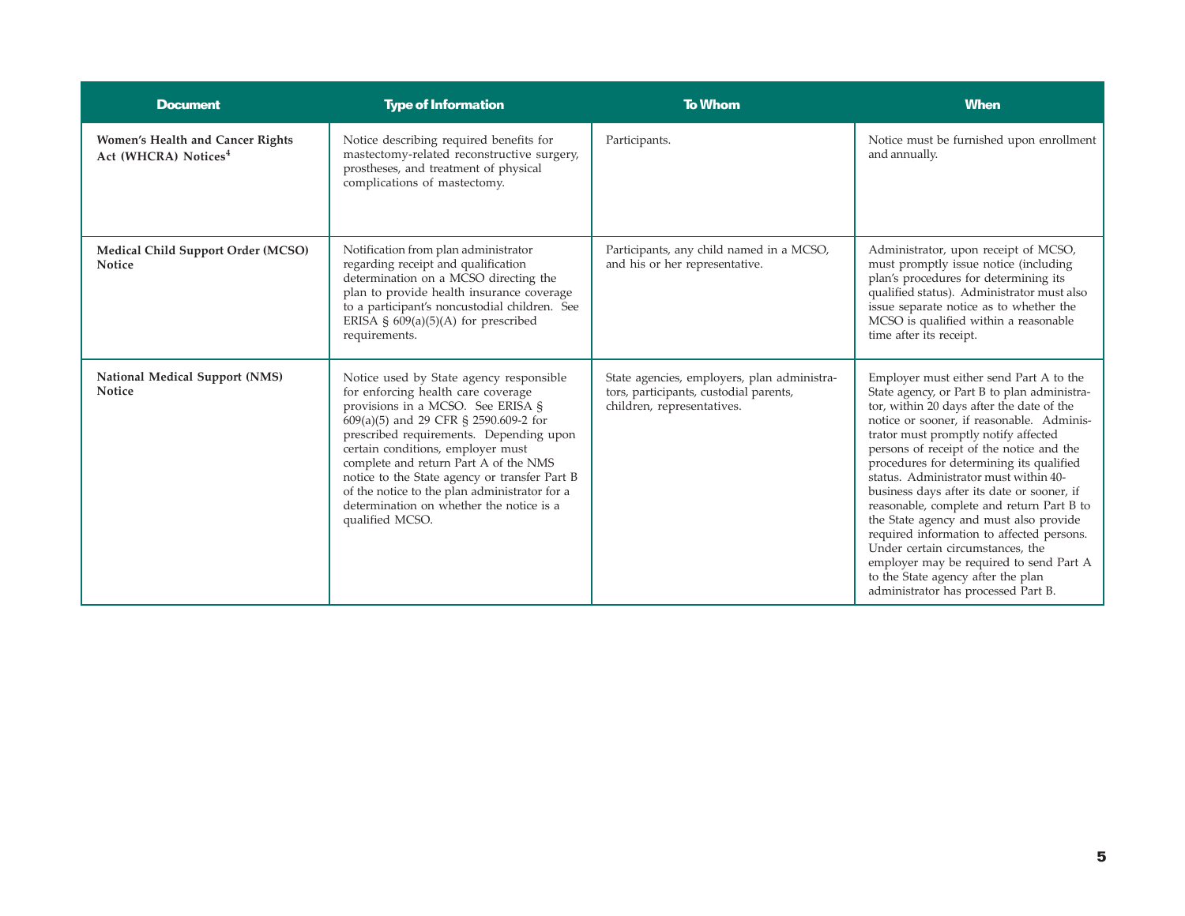| Document | Type of Information | To Whom | When |
|---|---|---|---|
| **Women's Health and Cancer Rights Act (WHCRA) Notices[4]** | Notice describing required benefits for mastectomy-related reconstructive surgery, prostheses, and treatment of physical complications of mastectomy. | Participants. | Notice must be furnished upon enrollment and annually. |
| **Medical Child Support Order (MCSO) Notice** | Notification from plan administrator regarding receipt and qualification determination on a MCSO directing the plan to provide health insurance coverage to a participant's noncustodial children. See ERISA § 609(a)(5)(A) for prescribed requirements. | Participants, any child named in a MCSO, and his or her representative. | Administrator, upon receipt of MCSO, must promptly issue notice (including plan's procedures for determining its qualified status). Administrator must also issue separate notice as to whether the MCSO is qualified within a reasonable time after its receipt. |
| **National Medical Support (NMS) Notice** | Notice used by State agency responsible for enforcing health care coverage provisions in a MCSO. See ERISA § 609(a)(5) and 29 CFR § 2590.609-2 for prescribed requirements. Depending upon certain conditions, employer must complete and return Part A of the NMS notice to the State agency or transfer Part B of the notice to the plan administrator for a determination on whether the notice is a qualified MCSO. | State agencies, employers, plan administrators, participants, custodial parents, children, representatives. | Employer must either send Part A to the State agency, or Part B to plan administrator, within 20 days after the date of the notice or sooner, if reasonable. Administrator must promptly notify affected persons of receipt of the notice and the procedures for determining its qualified status. Administrator must within 40-business days after its date or sooner, if reasonable, complete and return Part B to the State agency and must also provide required information to affected persons. Under certain circumstances, the employer may be required to send Part A to the State agency after the plan administrator has processed Part B. |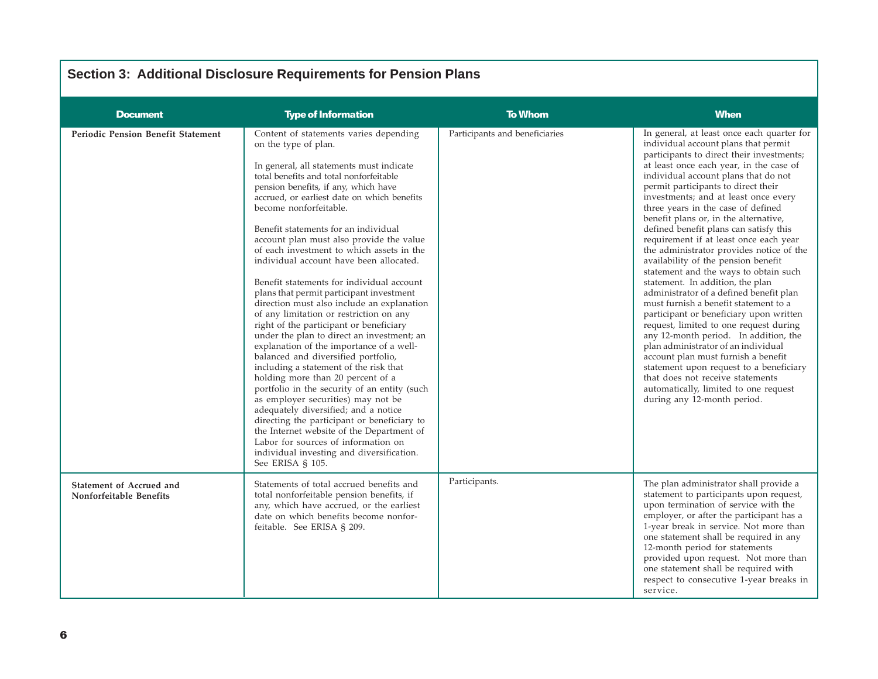## Section 3: Additional Disclosure Requirements for Pension Plans

| Document | Type of Information | To Whom | When |
|---|---|---|---|
| **Periodic Pension Benefit Statement** | Content of statements varies depending on the type of plan.<br><br>In general, all statements must indicate total benefits and total nonforfeitable pension benefits, if any, which have accrued, or earliest date on which benefits become nonforfeitable.<br><br>Benefit statements for an individual account plan must also provide the value of each investment to which assets in the individual account have been allocated.<br><br>Benefit statements for individual account plans that permit participant investment direction must also include an explanation of any limitation or restriction on any right of the participant or beneficiary under the plan to direct an investment; an explanation of the importance of a well-balanced and diversified portfolio, including a statement of the risk that holding more than 20 percent of a portfolio in the security of an entity (such as employer securities) may not be adequately diversified; and a notice directing the participant or beneficiary to the Internet website of the Department of Labor for sources of information on individual investing and diversification. See ERISA § 105. | Participants and beneficiaries | In general, at least once each quarter for individual account plans that permit participants to direct their investments; at least once each year, in the case of individual account plans that do not permit participants to direct their investments; and at least once every three years in the case of defined benefit plans or, in the alternative, defined benefit plans can satisfy this requirement if at least once each year the administrator provides notice of the availability of the pension benefit statement and the ways to obtain such statement. In addition, the plan administrator of a defined benefit plan must furnish a benefit statement to a participant or beneficiary upon written request, limited to one request during any 12-month period. In addition, the plan administrator of an individual account plan must furnish a benefit statement upon request to a beneficiary that does not receive statements automatically, limited to one request during any 12-month period. |
| **Statement of Accrued and Nonforfeitable Benefits** | Statements of total accrued benefits and total nonforfeitable pension benefits, if any, which have accrued, or the earliest date on which benefits become nonforfeitable. See ERISA § 209. | Participants. | The plan administrator shall provide a statement to participants upon request, upon termination of service with the employer, or after the participant has a 1-year break in service. Not more than one statement shall be required in any 12-month period for statements provided upon request. Not more than one statement shall be required with respect to consecutive 1-year breaks in service. |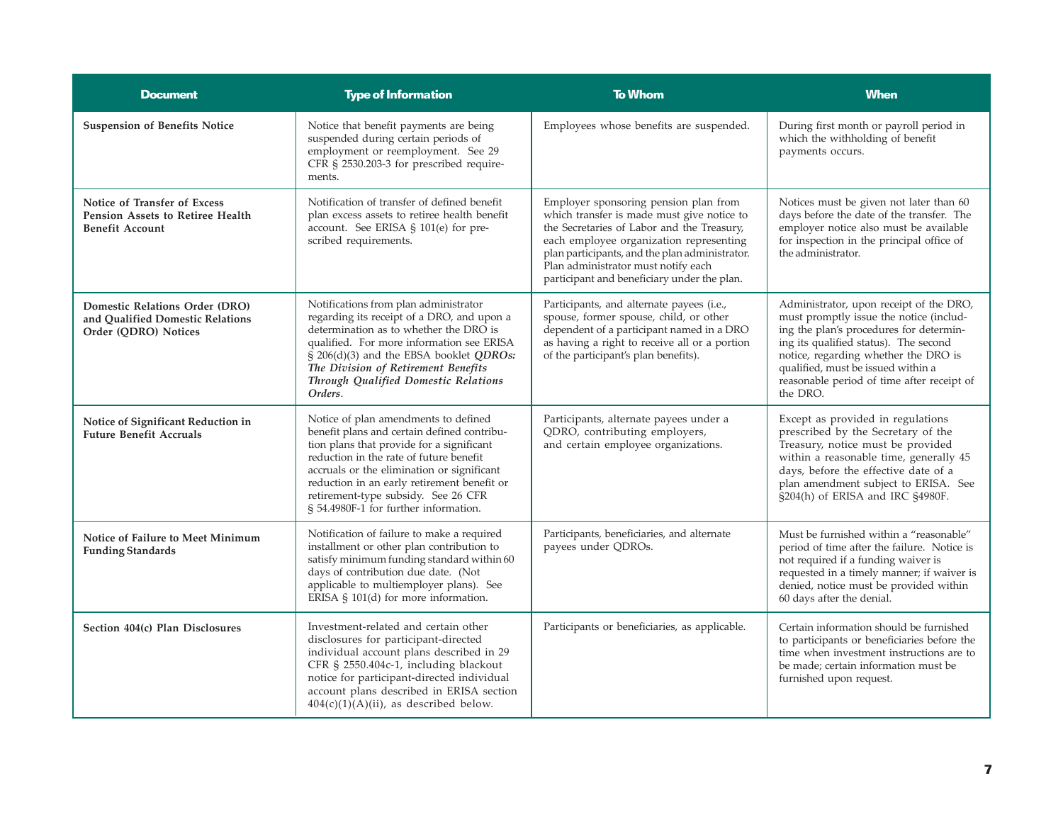| Document | Type of Information | To Whom | When |
|---|---|---|---|
| **Suspension of Benefits Notice** | Notice that benefit payments are being suspended during certain periods of employment or reemployment. See 29 CFR § 2530.203-3 for prescribed requirements. | Employees whose benefits are suspended. | During first month or payroll period in which the withholding of benefit payments occurs. |
| **Notice of Transfer of Excess Pension Assets to Retiree Health Benefit Account** | Notification of transfer of defined benefit plan excess assets to retiree health benefit account. See ERISA § 101(e) for prescribed requirements. | Employer sponsoring pension plan from which transfer is made must give notice to the Secretaries of Labor and the Treasury, each employee organization representing plan participants, and the plan administrator. Plan administrator must notify each participant and beneficiary under the plan. | Notices must be given not later than 60 days before the date of the transfer. The employer notice also must be available for inspection in the principal office of the administrator. |
| **Domestic Relations Order (DRO) and Qualified Domestic Relations Order (QDRO) Notices** | Notifications from plan administrator regarding its receipt of a DRO, and upon a determination as to whether the DRO is qualified. For more information see ERISA § 206(d)(3) and the EBSA booklet ***QDROs: The Division of Retirement Benefits Through Qualified Domestic Relations Orders***. | Participants, and alternate payees (i.e., spouse, former spouse, child, or other dependent of a participant named in a DRO as having a right to receive all or a portion of the participant's plan benefits). | Administrator, upon receipt of the DRO, must promptly issue the notice (including the plan's procedures for determining its qualified status). The second notice, regarding whether the DRO is qualified, must be issued within a reasonable period of time after receipt of the DRO. |
| **Notice of Significant Reduction in Future Benefit Accruals** | Notice of plan amendments to defined benefit plans and certain defined contribution plans that provide for a significant reduction in the rate of future benefit accruals or the elimination or significant reduction in an early retirement benefit or retirement-type subsidy. See 26 CFR § 54.4980F-1 for further information. | Participants, alternate payees under a QDRO, contributing employers, and certain employee organizations. | Except as provided in regulations prescribed by the Secretary of the Treasury, notice must be provided within a reasonable time, generally 45 days, before the effective date of a plan amendment subject to ERISA. See §204(h) of ERISA and IRC §4980F. |
| **Notice of Failure to Meet Minimum Funding Standards** | Notification of failure to make a required installment or other plan contribution to satisfy minimum funding standard within 60 days of contribution due date. (Not applicable to multiemployer plans). See ERISA § 101(d) for more information. | Participants, beneficiaries, and alternate payees under QDROs. | Must be furnished within a "reasonable" period of time after the failure. Notice is not required if a funding waiver is requested in a timely manner; if waiver is denied, notice must be provided within 60 days after the denial. |
| **Section 404(c) Plan Disclosures** | Investment-related and certain other disclosures for participant-directed individual account plans described in 29 CFR § 2550.404c-1, including blackout notice for participant-directed individual account plans described in ERISA section 404(c)(1)(A)(ii), as described below. | Participants or beneficiaries, as applicable. | Certain information should be furnished to participants or beneficiaries before the time when investment instructions are to be made; certain information must be furnished upon request. |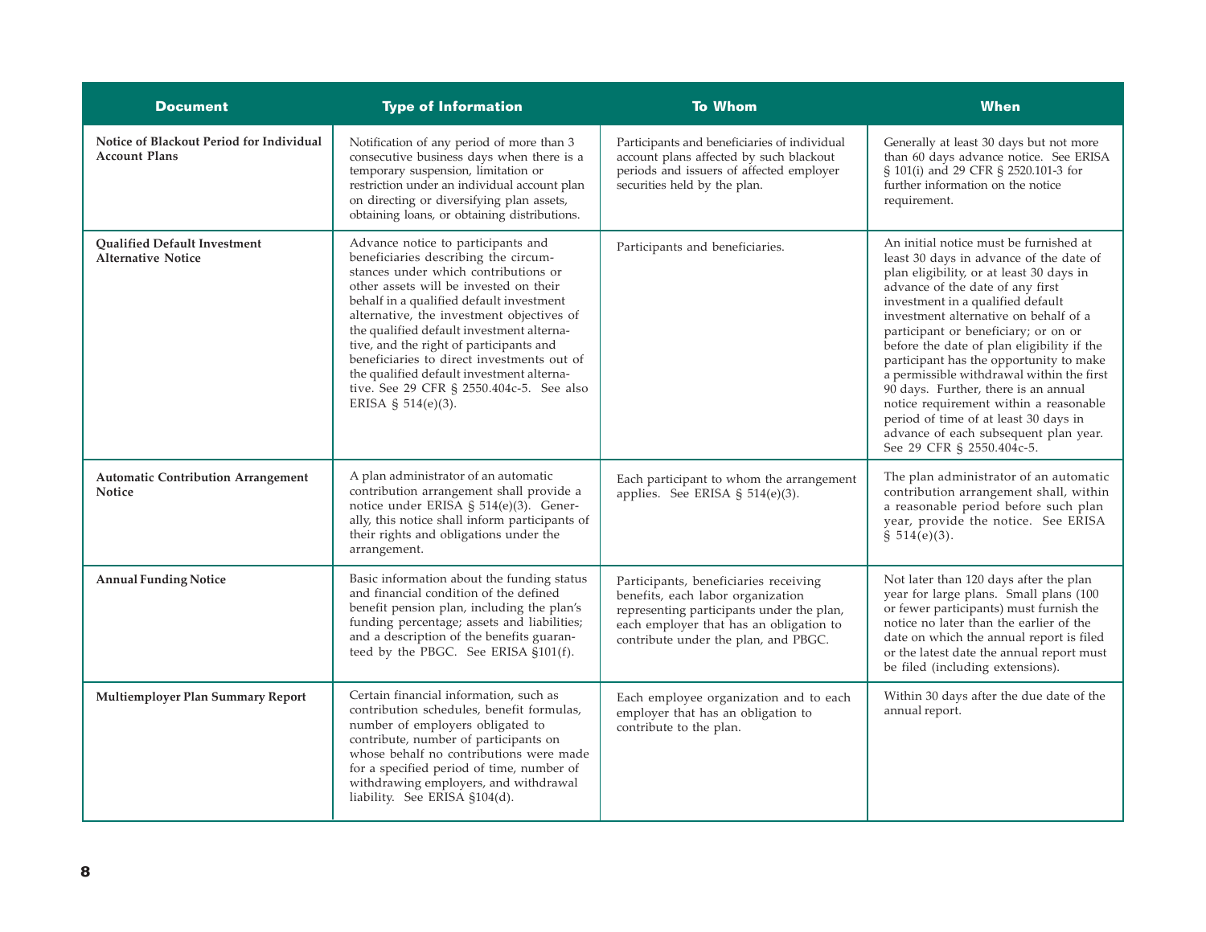| Document | Type of Information | To Whom | When |
|---|---|---|---|
| **Notice of Blackout Period for Individual Account Plans** | Notification of any period of more than 3 consecutive business days when there is a temporary suspension, limitation or restriction under an individual account plan on directing or diversifying plan assets, obtaining loans, or obtaining distributions. | Participants and beneficiaries of individual account plans affected by such blackout periods and issuers of affected employer securities held by the plan. | Generally at least 30 days but not more than 60 days advance notice. See ERISA § 101(i) and 29 CFR § 2520.101-3 for further information on the notice requirement. |
| **Qualified Default Investment Alternative Notice** | Advance notice to participants and beneficiaries describing the circumstances under which contributions or other assets will be invested on their behalf in a qualified default investment alternative, the investment objectives of the qualified default investment alternative, and the right of participants and beneficiaries to direct investments out of the qualified default investment alternative. See 29 CFR § 2550.404c-5. See also ERISA § 514(e)(3). | Participants and beneficiaries. | An initial notice must be furnished at least 30 days in advance of the date of plan eligibility, or at least 30 days in advance of the date of any first investment in a qualified default investment alternative on behalf of a participant or beneficiary; or on or before the date of plan eligibility if the participant has the opportunity to make a permissible withdrawal within the first 90 days. Further, there is an annual notice requirement within a reasonable period of time of at least 30 days in advance of each subsequent plan year. See 29 CFR § 2550.404c-5. |
| **Automatic Contribution Arrangement Notice** | A plan administrator of an automatic contribution arrangement shall provide a notice under ERISA § 514(e)(3). Generally, this notice shall inform participants of their rights and obligations under the arrangement. | Each participant to whom the arrangement applies. See ERISA § 514(e)(3). | The plan administrator of an automatic contribution arrangement shall, within a reasonable period before such plan year, provide the notice. See ERISA § 514(e)(3). |
| **Annual Funding Notice** | Basic information about the funding status and financial condition of the defined benefit pension plan, including the plan's funding percentage; assets and liabilities; and a description of the benefits guaranteed by the PBGC. See ERISA §101(f). | Participants, beneficiaries receiving benefits, each labor organization representing participants under the plan, each employer that has an obligation to contribute under the plan, and PBGC. | Not later than 120 days after the plan year for large plans. Small plans (100 or fewer participants) must furnish the notice no later than the earlier of the date on which the annual report is filed or the latest date the annual report must be filed (including extensions). |
| **Multiemployer Plan Summary Report** | Certain financial information, such as contribution schedules, benefit formulas, number of employers obligated to contribute, number of participants on whose behalf no contributions were made for a specified period of time, number of withdrawing employers, and withdrawal liability. See ERISA §104(d). | Each employee organization and to each employer that has an obligation to contribute to the plan. | Within 30 days after the due date of the annual report. |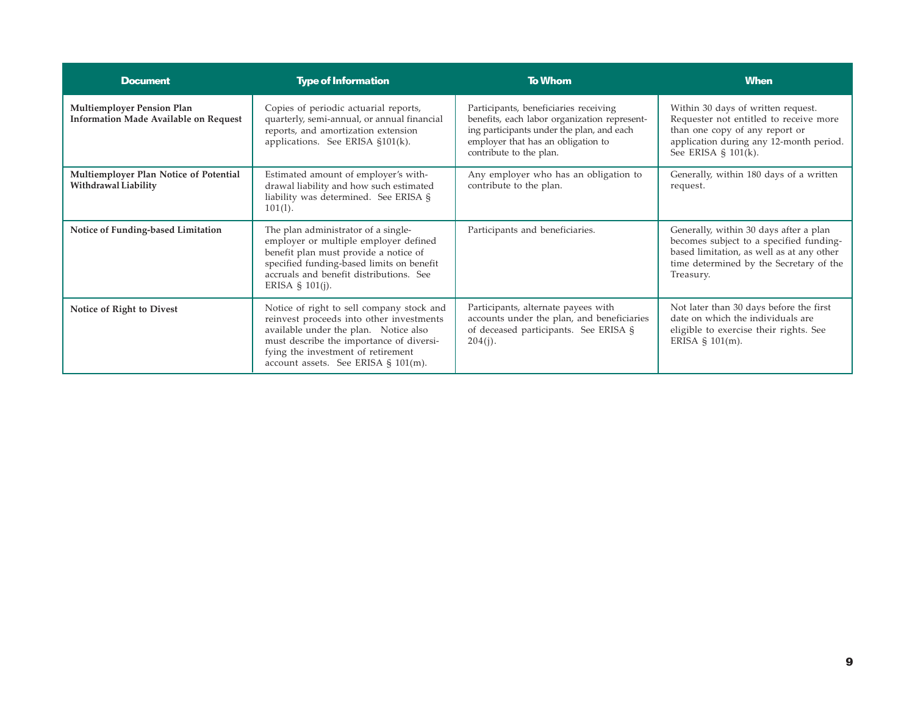| Document | Type of Information | To Whom | When |
| --- | --- | --- | --- |
| **Multiemployer Pension Plan Information Made Available on Request** | Copies of periodic actuarial reports, quarterly, semi-annual, or annual financial reports, and amortization extension applications. See ERISA §101(k). | Participants, beneficiaries receiving benefits, each labor organization representing participants under the plan, and each employer that has an obligation to contribute to the plan. | Within 30 days of written request. Requester not entitled to receive more than one copy of any report or application during any 12-month period. See ERISA § 101(k). |
| **Multiemployer Plan Notice of Potential Withdrawal Liability** | Estimated amount of employer's withdrawal liability and how such estimated liability was determined. See ERISA § 101(l). | Any employer who has an obligation to contribute to the plan. | Generally, within 180 days of a written request. |
| **Notice of Funding-based Limitation** | The plan administrator of a single-employer or multiple employer defined benefit plan must provide a notice of specified funding-based limits on benefit accruals and benefit distributions. See ERISA § 101(j). | Participants and beneficiaries. | Generally, within 30 days after a plan becomes subject to a specified funding-based limitation, as well as at any other time determined by the Secretary of the Treasury. |
| **Notice of Right to Divest** | Notice of right to sell company stock and reinvest proceeds into other investments available under the plan. Notice also must describe the importance of diversifying the investment of retirement account assets. See ERISA § 101(m). | Participants, alternate payees with accounts under the plan, and beneficiaries of deceased participants. See ERISA § 204(j). | Not later than 30 days before the first date on which the individuals are eligible to exercise their rights. See ERISA § 101(m). |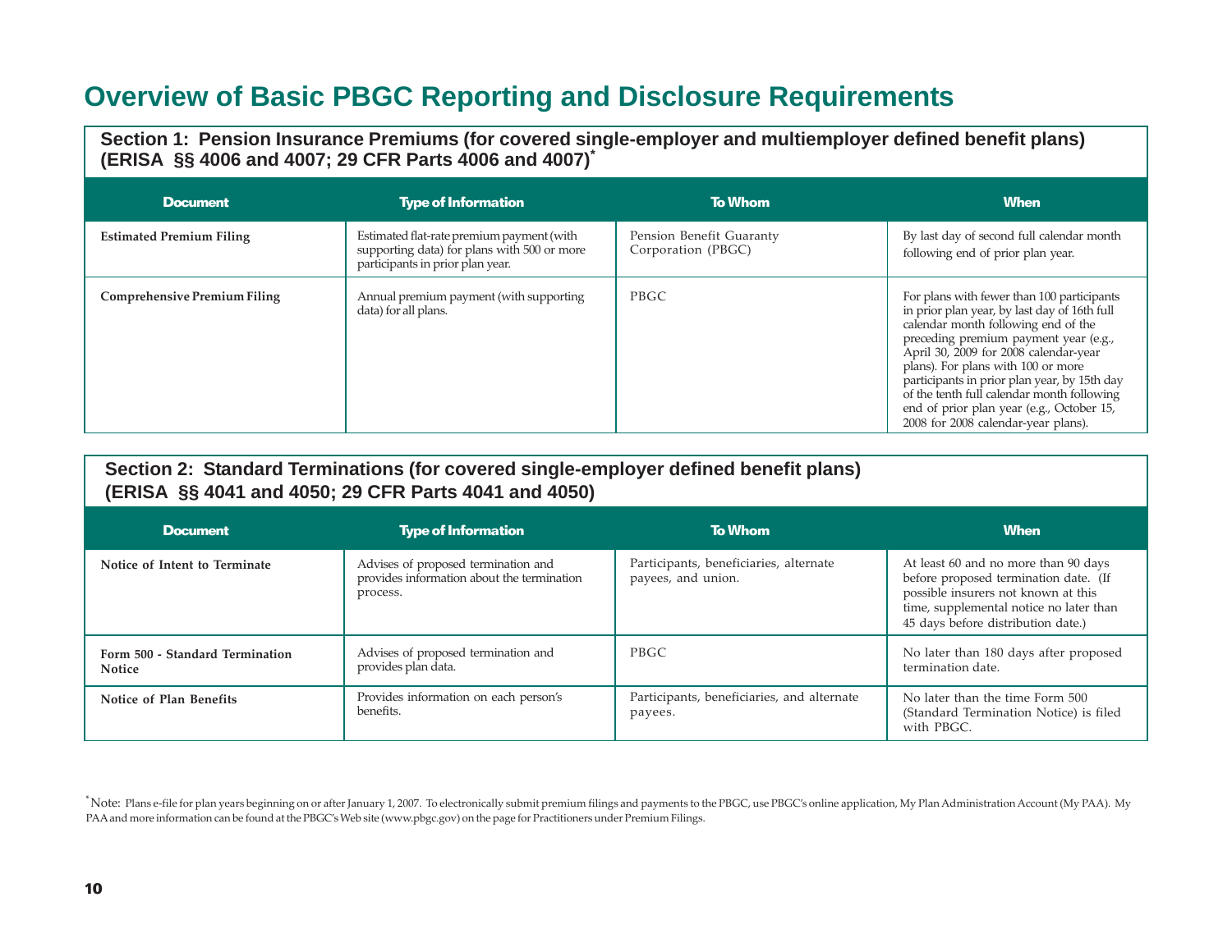# Overview of Basic PBGC Reporting and Disclosure Requirements

## Section 1: Pension Insurance Premiums (for covered single-employer and multiemployer defined benefit plans) (ERISA §§ 4006 and 4007; 29 CFR Parts 4006 and 4007)*

| Document | Type of Information | To Whom | When |
|---|---|---|---|
| **Estimated Premium Filing** | Estimated flat-rate premium payment (with supporting data) for plans with 500 or more participants in prior plan year. | Pension Benefit Guaranty Corporation (PBGC) | By last day of second full calendar month following end of prior plan year. |
| **Comprehensive Premium Filing** | Annual premium payment (with supporting data) for all plans. | PBGC | For plans with fewer than 100 participants in prior plan year, by last day of 16th full calendar month following end of the preceding premium payment year (e.g., April 30, 2009 for 2008 calendar-year plans). For plans with 100 or more participants in prior plan year, by 15th day of the tenth full calendar month following end of prior plan year (e.g., October 15, 2008 for 2008 calendar-year plans). |

## Section 2: Standard Terminations (for covered single-employer defined benefit plans) (ERISA §§ 4041 and 4050; 29 CFR Parts 4041 and 4050)

| Document | Type of Information | To Whom | When |
|---|---|---|---|
| **Notice of Intent to Terminate** | Advises of proposed termination and provides information about the termination process. | Participants, beneficiaries, alternate payees, and union. | At least 60 and no more than 90 days before proposed termination date. (If possible insurers not known at this time, supplemental notice no later than 45 days before distribution date.) |
| **Form 500 - Standard Termination Notice** | Advises of proposed termination and provides plan data. | PBGC | No later than 180 days after proposed termination date. |
| **Notice of Plan Benefits** | Provides information on each person's benefits. | Participants, beneficiaries, and alternate payees. | No later than the time Form 500 (Standard Termination Notice) is filed with PBGC. |

*Note: Plans e-file for plan years beginning on or after January 1, 2007. To electronically submit premium filings and payments to the PBGC, use PBGC's online application, My Plan Administration Account (My PAA). My PAA and more information can be found at the PBGC's Web site (www.pbgc.gov) on the page for Practitioners under Premium Filings.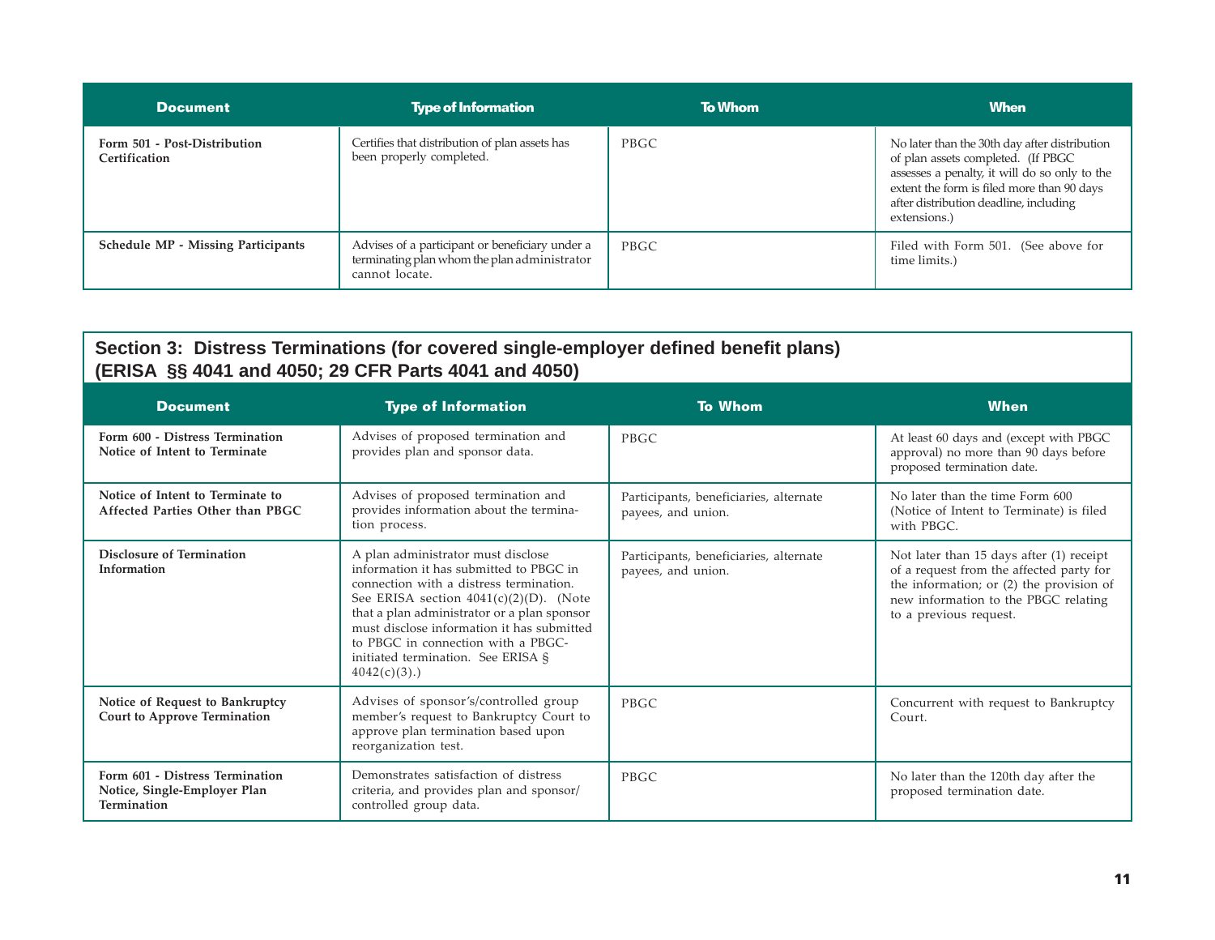| Document | Type of Information | To Whom | When |
|---|---|---|---|
| **Form 501 - Post-Distribution Certification** | Certifies that distribution of plan assets has been properly completed. | PBGC | No later than the 30th day after distribution of plan assets completed. (If PBGC assesses a penalty, it will do so only to the extent the form is filed more than 90 days after distribution deadline, including extensions.) |
| **Schedule MP - Missing Participants** | Advises of a participant or beneficiary under a terminating plan whom the plan administrator cannot locate. | PBGC | Filed with Form 501. (See above for time limits.) |

## Section 3: Distress Terminations (for covered single-employer defined benefit plans) (ERISA §§ 4041 and 4050; 29 CFR Parts 4041 and 4050)

| Document | Type of Information | To Whom | When |
|---|---|---|---|
| **Form 600 - Distress Termination Notice of Intent to Terminate** | Advises of proposed termination and provides plan and sponsor data. | PBGC | At least 60 days and (except with PBGC approval) no more than 90 days before proposed termination date. |
| **Notice of Intent to Terminate to Affected Parties Other than PBGC** | Advises of proposed termination and provides information about the termination process. | Participants, beneficiaries, alternate payees, and union. | No later than the time Form 600 (Notice of Intent to Terminate) is filed with PBGC. |
| **Disclosure of Termination Information** | A plan administrator must disclose information it has submitted to PBGC in connection with a distress termination. See ERISA section 4041(c)(2)(D). (Note that a plan administrator or a plan sponsor must disclose information it has submitted to PBGC in connection with a PBGC-initiated termination. See ERISA § 4042(c)(3).) | Participants, beneficiaries, alternate payees, and union. | Not later than 15 days after (1) receipt of a request from the affected party for the information; or (2) the provision of new information to the PBGC relating to a previous request. |
| **Notice of Request to Bankruptcy Court to Approve Termination** | Advises of sponsor's/controlled group member's request to Bankruptcy Court to approve plan termination based upon reorganization test. | PBGC | Concurrent with request to Bankruptcy Court. |
| **Form 601 - Distress Termination Notice, Single-Employer Plan Termination** | Demonstrates satisfaction of distress criteria, and provides plan and sponsor/controlled group data. | PBGC | No later than the 120th day after the proposed termination date. |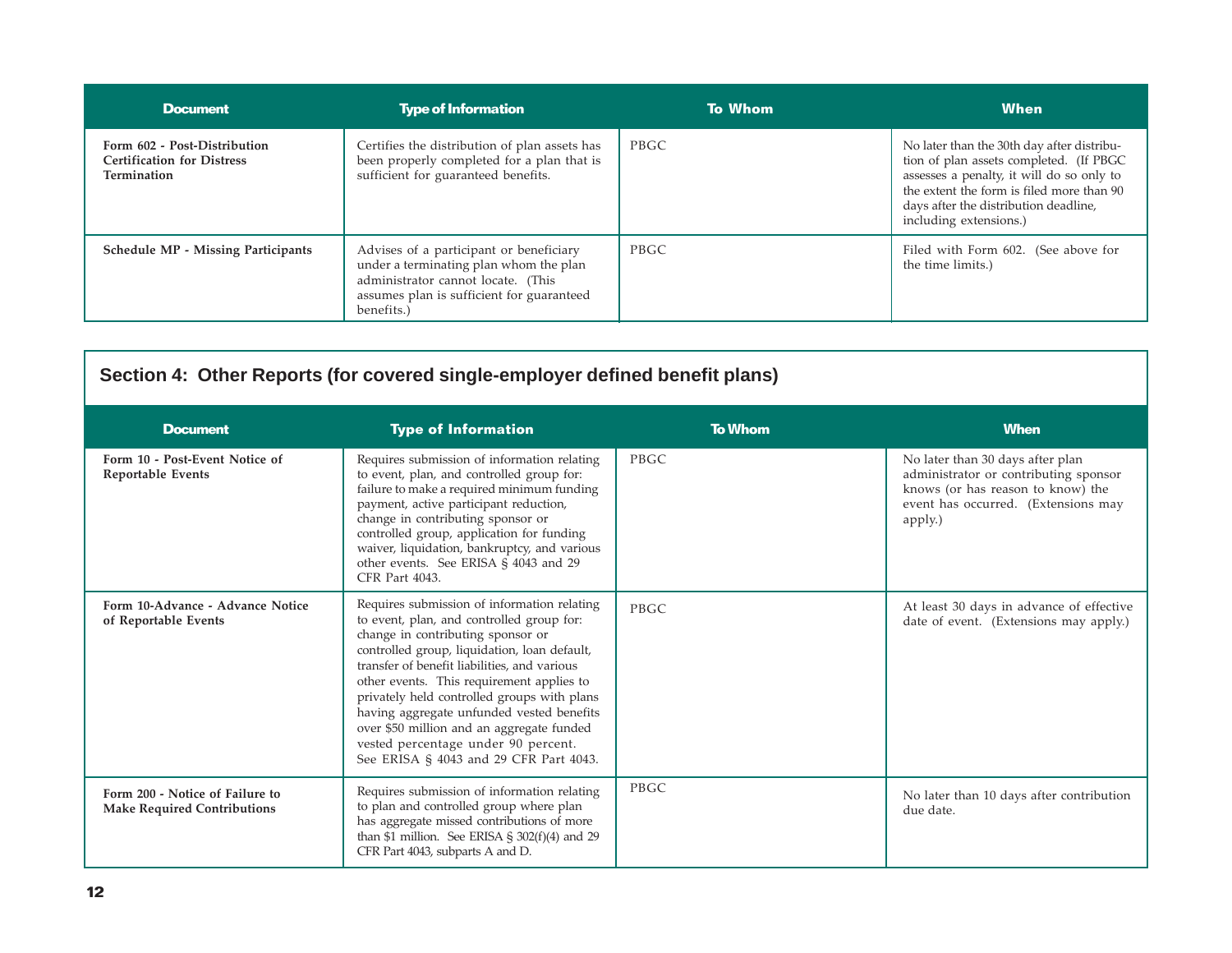| Document | Type of Information | To Whom | When |
|---|---|---|---|
| **Form 602 - Post-Distribution Certification for Distress Termination** | Certifies the distribution of plan assets has been properly completed for a plan that is sufficient for guaranteed benefits. | PBGC | No later than the 30th day after distribution of plan assets completed. (If PBGC assesses a penalty, it will do so only to the extent the form is filed more than 90 days after the distribution deadline, including extensions.) |
| **Schedule MP - Missing Participants** | Advises of a participant or beneficiary under a terminating plan whom the plan administrator cannot locate. (This assumes plan is sufficient for guaranteed benefits.) | PBGC | Filed with Form 602. (See above for the time limits.) |

## Section 4: Other Reports (for covered single-employer defined benefit plans)

| Document | Type of Information | To Whom | When |
|---|---|---|---|
| **Form 10 - Post-Event Notice of Reportable Events** | Requires submission of information relating to event, plan, and controlled group for: failure to make a required minimum funding payment, active participant reduction, change in contributing sponsor or controlled group, application for funding waiver, liquidation, bankruptcy, and various other events. See ERISA § 4043 and 29 CFR Part 4043. | PBGC | No later than 30 days after plan administrator or contributing sponsor knows (or has reason to know) the event has occurred. (Extensions may apply.) |
| **Form 10-Advance - Advance Notice of Reportable Events** | Requires submission of information relating to event, plan, and controlled group for: change in contributing sponsor or controlled group, liquidation, loan default, transfer of benefit liabilities, and various other events. This requirement applies to privately held controlled groups with plans having aggregate unfunded vested benefits over $50 million and an aggregate funded vested percentage under 90 percent. See ERISA § 4043 and 29 CFR Part 4043. | PBGC | At least 30 days in advance of effective date of event. (Extensions may apply.) |
| **Form 200 - Notice of Failure to Make Required Contributions** | Requires submission of information relating to plan and controlled group where plan has aggregate missed contributions of more than $1 million. See ERISA § 302(f)(4) and 29 CFR Part 4043, subparts A and D. | PBGC | No later than 10 days after contribution due date. |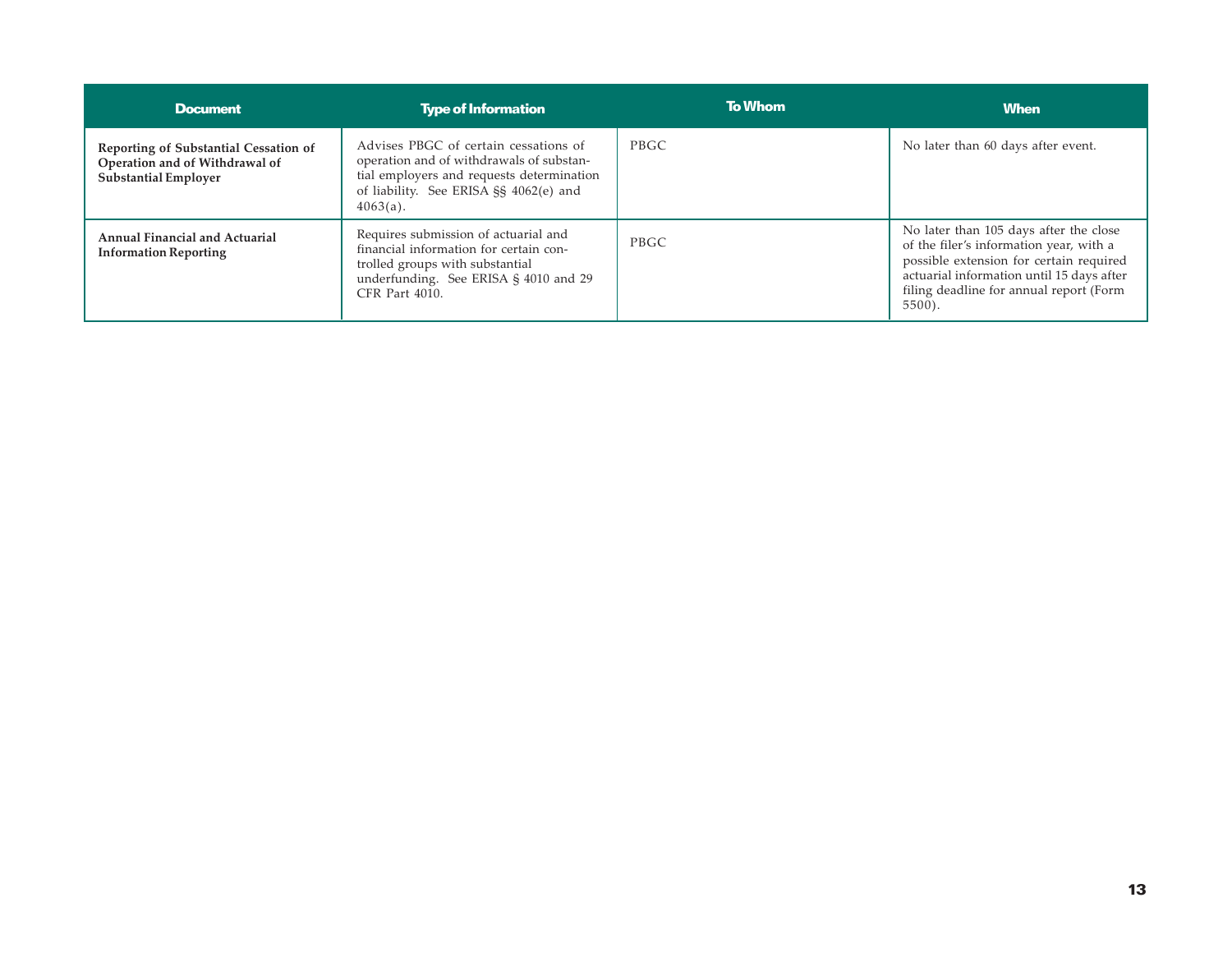| Document | Type of Information | To Whom | When |
|---|---|---|---|
| **Reporting of Substantial Cessation of Operation and of Withdrawal of Substantial Employer** | Advises PBGC of certain cessations of operation and of withdrawals of substantial employers and requests determination of liability. See ERISA §§ 4062(e) and 4063(a). | PBGC | No later than 60 days after event. |
| **Annual Financial and Actuarial Information Reporting** | Requires submission of actuarial and financial information for certain controlled groups with substantial underfunding. See ERISA § 4010 and 29 CFR Part 4010. | PBGC | No later than 105 days after the close of the filer's information year, with a possible extension for certain required actuarial information until 15 days after filing deadline for annual report (Form 5500). |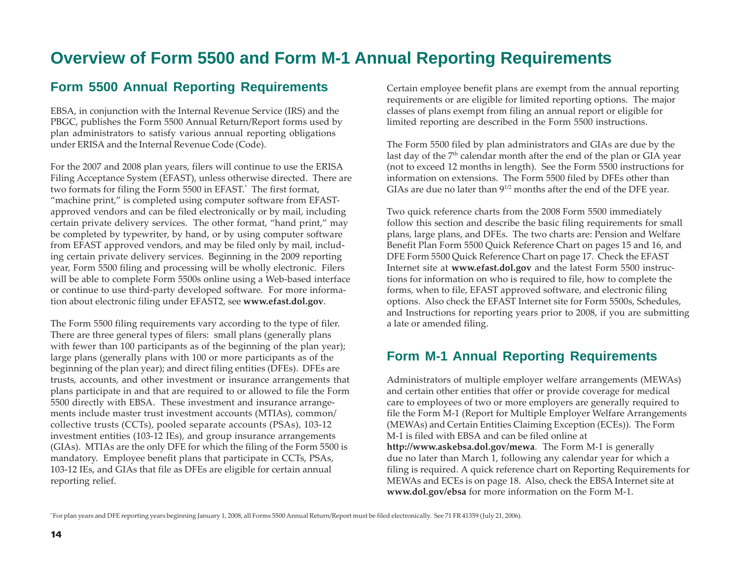# Overview of Form 5500 and Form M-1 Annual Reporting Requirements

## Form 5500 Annual Reporting Requirements

EBSA, in conjunction with the Internal Revenue Service (IRS) and the PBGC, publishes the Form 5500 Annual Return/Report forms used by plan administrators to satisfy various annual reporting obligations under ERISA and the Internal Revenue Code (Code).

For the 2007 and 2008 plan years, filers will continue to use the ERISA Filing Acceptance System (EFAST), unless otherwise directed. There are two formats for filing the Form 5500 in EFAST.* The first format, "machine print," is completed using computer software from EFAST-approved vendors and can be filed electronically or by mail, including certain private delivery services. The other format, "hand print," may be completed by typewriter, by hand, or by using computer software from EFAST approved vendors, and may be filed only by mail, including certain private delivery services. Beginning in the 2009 reporting year, Form 5500 filing and processing will be wholly electronic. Filers will be able to complete Form 5500s online using a Web-based interface or continue to use third-party developed software. For more information about electronic filing under EFAST2, see **www.efast.dol.gov**.

The Form 5500 filing requirements vary according to the type of filer. There are three general types of filers: small plans (generally plans with fewer than 100 participants as of the beginning of the plan year); large plans (generally plans with 100 or more participants as of the beginning of the plan year); and direct filing entities (DFEs). DFEs are trusts, accounts, and other investment or insurance arrangements that plans participate in and that are required to or allowed to file the Form 5500 directly with EBSA. These investment and insurance arrangements include master trust investment accounts (MTIAs), common/collective trusts (CCTs), pooled separate accounts (PSAs), 103-12 investment entities (103-12 IEs), and group insurance arrangements (GIAs). MTIAs are the only DFE for which the filing of the Form 5500 is mandatory. Employee benefit plans that participate in CCTs, PSAs, 103-12 IEs, and GIAs that file as DFEs are eligible for certain annual reporting relief.

Certain employee benefit plans are exempt from the annual reporting requirements or are eligible for limited reporting options. The major classes of plans exempt from filing an annual report or eligible for limited reporting are described in the Form 5500 instructions.

The Form 5500 filed by plan administrators and GIAs are due by the last day of the 7th calendar month after the end of the plan or GIA year (not to exceed 12 months in length). See the Form 5500 instructions for information on extensions. The Form 5500 filed by DFEs other than GIAs are due no later than $9^{1/2}$ months after the end of the DFE year.

Two quick reference charts from the 2008 Form 5500 immediately follow this section and describe the basic filing requirements for small plans, large plans, and DFEs. The two charts are: Pension and Welfare Benefit Plan Form 5500 Quick Reference Chart on pages 15 and 16, and DFE Form 5500 Quick Reference Chart on page 17. Check the EFAST Internet site at **www.efast.dol.gov** and the latest Form 5500 instructions for information on who is required to file, how to complete the forms, when to file, EFAST approved software, and electronic filing options. Also check the EFAST Internet site for Form 5500s, Schedules, and Instructions for reporting years prior to 2008, if you are submitting a late or amended filing.

## Form M-1 Annual Reporting Requirements

Administrators of multiple employer welfare arrangements (MEWAs) and certain other entities that offer or provide coverage for medical care to employees of two or more employers are generally required to file the Form M-1 (Report for Multiple Employer Welfare Arrangements (MEWAs) and Certain Entities Claiming Exception (ECEs)). The Form M-1 is filed with EBSA and can be filed online at **http://www.askebsa.dol.gov/mewa**. The Form M-1 is generally due no later than March 1, following any calendar year for which a filing is required. A quick reference chart on Reporting Requirements for MEWAs and ECEs is on page 18. Also, check the EBSA Internet site at **www.dol.gov/ebsa** for more information on the Form M-1.

* For plan years and DFE reporting years beginning January 1, 2008, all Forms 5500 Annual Return/Report must be filed electronically. See 71 FR 41359 (July 21, 2006).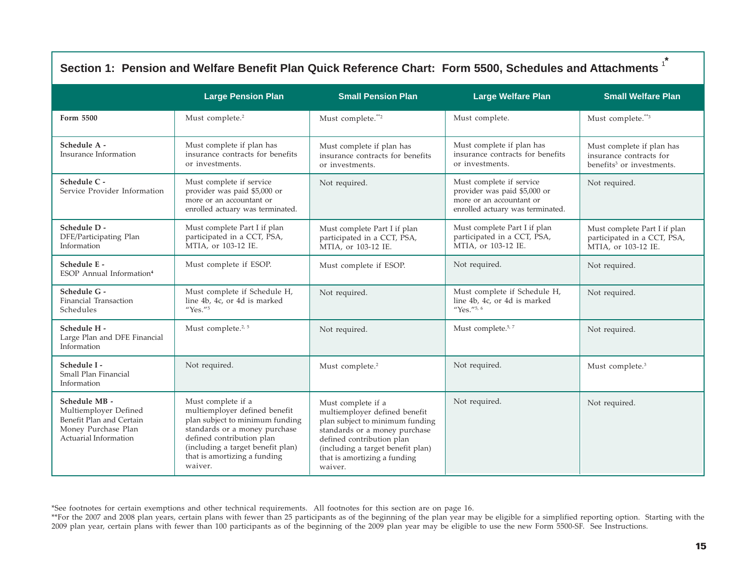## Section 1: Pension and Welfare Benefit Plan Quick Reference Chart: Form 5500, Schedules and Attachments [1*]

| | Large Pension Plan | Small Pension Plan | Large Welfare Plan | Small Welfare Plan |
|---|---|---|---|---|
| **Form 5500** | Must complete.[2] | Must complete.[**2] | Must complete. | Must complete.[**3] |
| **Schedule A -** Insurance Information | Must complete if plan has insurance contracts for benefits or investments. | Must complete if plan has insurance contracts for benefits or investments. | Must complete if plan has insurance contracts for benefits or investments. | Must complete if plan has insurance contracts for benefits[3] or investments. |
| **Schedule C -** Service Provider Information | Must complete if service provider was paid $5,000 or more or an accountant or enrolled actuary was terminated. | Not required. | Must complete if service provider was paid $5,000 or more or an accountant or enrolled actuary was terminated. | Not required. |
| **Schedule D -** DFE/Participating Plan Information | Must complete Part I if plan participated in a CCT, PSA, MTIA, or 103-12 IE. | Must complete Part I if plan participated in a CCT, PSA, MTIA, or 103-12 IE. | Must complete Part I if plan participated in a CCT, PSA, MTIA, or 103-12 IE. | Must complete Part I if plan participated in a CCT, PSA, MTIA, or 103-12 IE. |
| **Schedule E -** ESOP Annual Information[4] | Must complete if ESOP. | Must complete if ESOP. | Not required. | Not required. |
| **Schedule G -** Financial Transaction Schedules | Must complete if Schedule H, line 4b, 4c, or 4d is marked "Yes."[5] | Not required. | Must complete if Schedule H, line 4b, 4c, or 4d is marked "Yes."[5, 6] | Not required. |
| **Schedule H -** Large Plan and DFE Financial Information | Must complete.[2, 5] | Not required. | Must complete.[5, 7] | Not required. |
| **Schedule I -** Small Plan Financial Information | Not required. | Must complete.[2] | Not required. | Must complete.[3] |
| **Schedule MB -** Multiemployer Defined Benefit Plan and Certain Money Purchase Plan Actuarial Information | Must complete if a multiemployer defined benefit plan subject to minimum funding standards or a money purchase defined contribution plan (including a target benefit plan) that is amortizing a funding waiver. | Must complete if a multiemployer defined benefit plan subject to minimum funding standards or a money purchase defined contribution plan (including a target benefit plan) that is amortizing a funding waiver. | Not required. | Not required. |

*See footnotes for certain exemptions and other technical requirements. All footnotes for this section are on page 16.

**For the 2007 and 2008 plan years, certain plans with fewer than 25 participants as of the beginning of the plan year may be eligible for a simplified reporting option. Starting with the 2009 plan year, certain plans with fewer than 100 participants as of the beginning of the 2009 plan year may be eligible to use the new Form 5500-SF. See Instructions.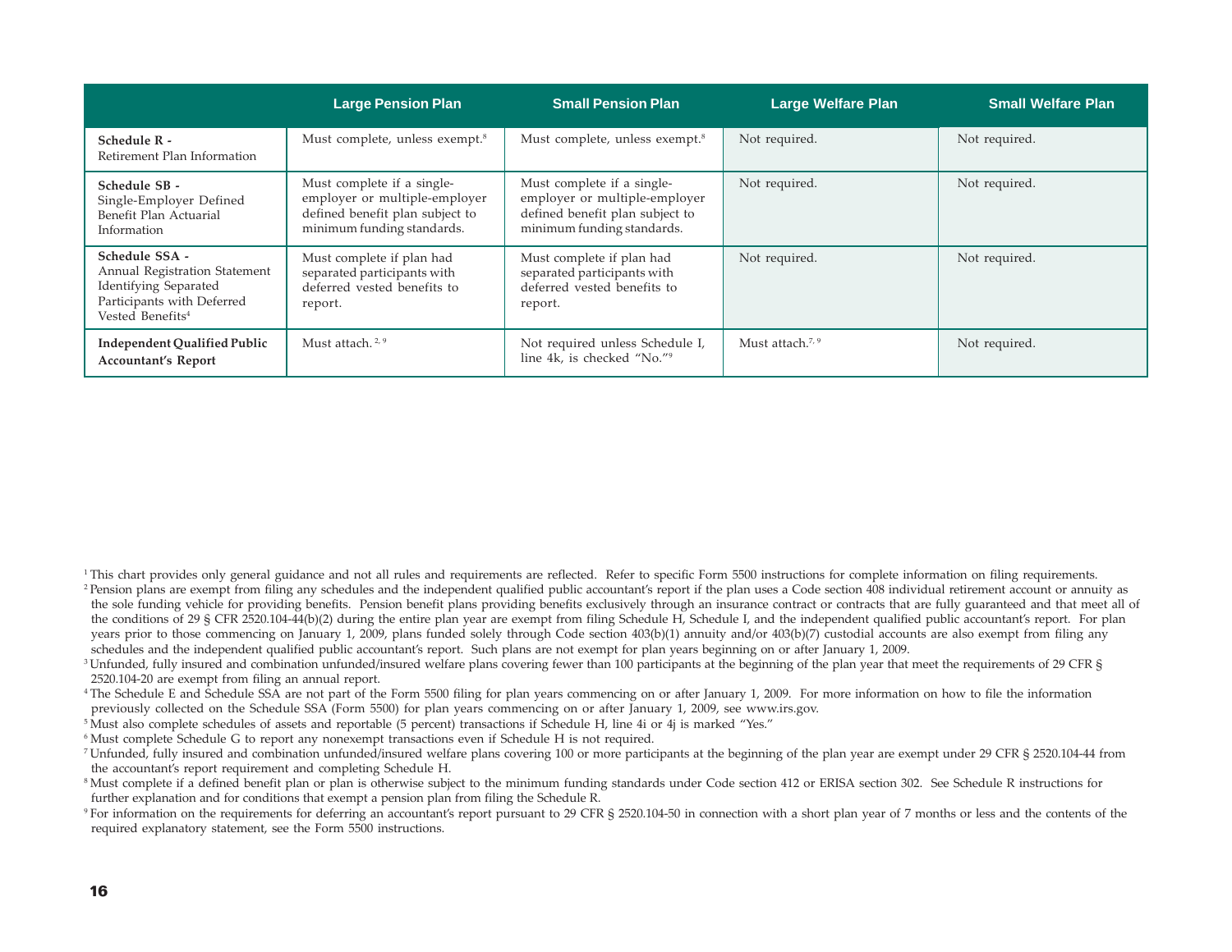| | Large Pension Plan | Small Pension Plan | Large Welfare Plan | Small Welfare Plan |
|---|---|---|---|---|
| **Schedule R -** Retirement Plan Information | Must complete, unless exempt.[8] | Must complete, unless exempt.[8] | Not required. | Not required. |
| **Schedule SB -** Single-Employer Defined Benefit Plan Actuarial Information | Must complete if a single-employer or multiple-employer defined benefit plan subject to minimum funding standards. | Must complete if a single-employer or multiple-employer defined benefit plan subject to minimum funding standards. | Not required. | Not required. |
| **Schedule SSA -** Annual Registration Statement Identifying Separated Participants with Deferred Vested Benefits[4] | Must complete if plan had separated participants with deferred vested benefits to report. | Must complete if plan had separated participants with deferred vested benefits to report. | Not required. | Not required. |
| **Independent Qualified Public Accountant's Report** | Must attach.[2, 9] | Not required unless Schedule I, line 4k, is checked "No."[9] | Must attach.[7, 9] | Not required. |

[1] This chart provides only general guidance and not all rules and requirements are reflected. Refer to specific Form 5500 instructions for complete information on filing requirements.

[2] Pension plans are exempt from filing any schedules and the independent qualified public accountant's report if the plan uses a Code section 408 individual retirement account or annuity as the sole funding vehicle for providing benefits. Pension benefit plans providing benefits exclusively through an insurance contract or contracts that are fully guaranteed and that meet all of the conditions of 29 § CFR 2520.104-44(b)(2) during the entire plan year are exempt from filing Schedule H, Schedule I, and the independent qualified public accountant's report. For plan years prior to those commencing on January 1, 2009, plans funded solely through Code section 403(b)(1) annuity and/or 403(b)(7) custodial accounts are also exempt from filing any schedules and the independent qualified public accountant's report. Such plans are not exempt for plan years beginning on or after January 1, 2009.

[3] Unfunded, fully insured and combination unfunded/insured welfare plans covering fewer than 100 participants at the beginning of the plan year that meet the requirements of 29 CFR § 2520.104-20 are exempt from filing an annual report.

[4] The Schedule E and Schedule SSA are not part of the Form 5500 filing for plan years commencing on or after January 1, 2009. For more information on how to file the information previously collected on the Schedule SSA (Form 5500) for plan years commencing on or after January 1, 2009, see www.irs.gov.

[5] Must also complete schedules of assets and reportable (5 percent) transactions if Schedule H, line 4i or 4j is marked "Yes."

[6] Must complete Schedule G to report any nonexempt transactions even if Schedule H is not required.

[7] Unfunded, fully insured and combination unfunded/insured welfare plans covering 100 or more participants at the beginning of the plan year are exempt under 29 CFR § 2520.104-44 from the accountant's report requirement and completing Schedule H.

[8] Must complete if a defined benefit plan or plan is otherwise subject to the minimum funding standards under Code section 412 or ERISA section 302. See Schedule R instructions for further explanation and for conditions that exempt a pension plan from filing the Schedule R.

[9] For information on the requirements for deferring an accountant's report pursuant to 29 CFR § 2520.104-50 in connection with a short plan year of 7 months or less and the contents of the required explanatory statement, see the Form 5500 instructions.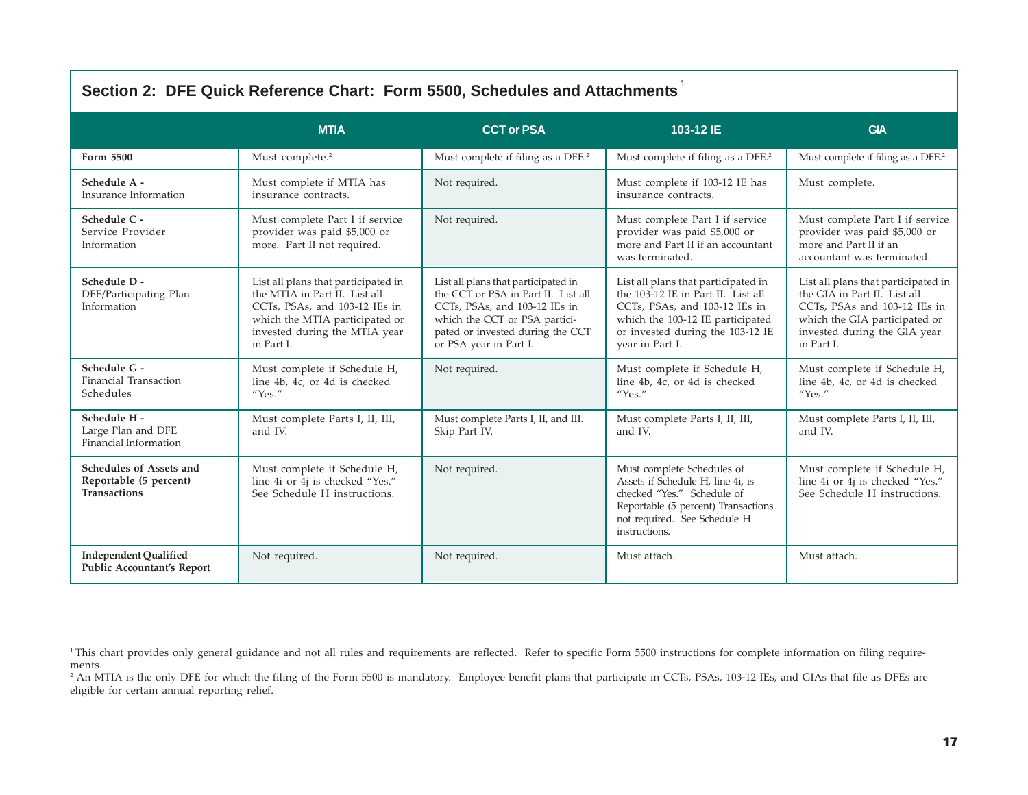## Section 2: DFE Quick Reference Chart: Form 5500, Schedules and Attachments[1]

| | MTIA | CCT or PSA | 103-12 IE | GIA |
|---|---|---|---|---|
| **Form 5500** | Must complete.[2] | Must complete if filing as a DFE.[2] | Must complete if filing as a DFE.[2] | Must complete if filing as a DFE.[2] |
| **Schedule A -** Insurance Information | Must complete if MTIA has insurance contracts. | Not required. | Must complete if 103-12 IE has insurance contracts. | Must complete. |
| **Schedule C -** Service Provider Information | Must complete Part I if service provider was paid $5,000 or more. Part II not required. | Not required. | Must complete Part I if service provider was paid $5,000 or more and Part II if an accountant was terminated. | Must complete Part I if service provider was paid $5,000 or more and Part II if an accountant was terminated. |
| **Schedule D -** DFE/Participating Plan Information | List all plans that participated in the MTIA in Part II. List all CCTs, PSAs, and 103-12 IEs in which the MTIA participated or invested during the MTIA year in Part I. | List all plans that participated in the CCT or PSA in Part II. List all CCTs, PSAs, and 103-12 IEs in which the CCT or PSA participated or invested during the CCT or PSA year in Part I. | List all plans that participated in the 103-12 IE in Part II. List all CCTs, PSAs, and 103-12 IEs in which the 103-12 IE participated or invested during the 103-12 IE year in Part I. | List all plans that participated in the GIA in Part II. List all CCTs, PSAs and 103-12 IEs in which the GIA participated or invested during the GIA year in Part I. |
| **Schedule G -** Financial Transaction Schedules | Must complete if Schedule H, line 4b, 4c, or 4d is checked "Yes." | Not required. | Must complete if Schedule H, line 4b, 4c, or 4d is checked "Yes." | Must complete if Schedule H, line 4b, 4c, or 4d is checked "Yes." |
| **Schedule H -** Large Plan and DFE Financial Information | Must complete Parts I, II, III, and IV. | Must complete Parts I, II, and III. Skip Part IV. | Must complete Parts I, II, III, and IV. | Must complete Parts I, II, III, and IV. |
| **Schedules of Assets and Reportable (5 percent) Transactions** | Must complete if Schedule H, line 4i or 4j is checked "Yes." See Schedule H instructions. | Not required. | Must complete Schedules of Assets if Schedule H, line 4i, is checked "Yes." Schedule of Reportable (5 percent) Transactions not required. See Schedule H instructions. | Must complete if Schedule H, line 4i or 4j is checked "Yes." See Schedule H instructions. |
| **Independent Qualified Public Accountant's Report** | Not required. | Not required. | Must attach. | Must attach. |

[1] This chart provides only general guidance and not all rules and requirements are reflected. Refer to specific Form 5500 instructions for complete information on filing requirements.

[2] An MTIA is the only DFE for which the filing of the Form 5500 is mandatory. Employee benefit plans that participate in CCTs, PSAs, 103-12 IEs, and GIAs that file as DFEs are eligible for certain annual reporting relief.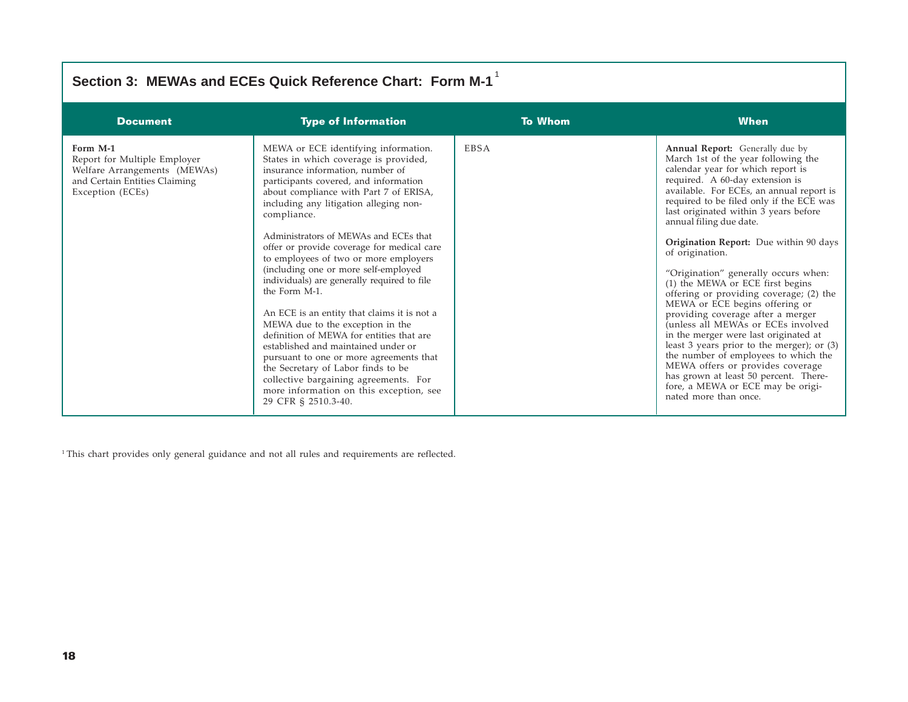## Section 3: MEWAs and ECEs Quick Reference Chart: Form M-1[1]

| Document | Type of Information | To Whom | When |
|---|---|---|---|
| **Form M-1**<br>Report for Multiple Employer Welfare Arrangements (MEWAs) and Certain Entities Claiming Exception (ECEs) | MEWA or ECE identifying information. States in which coverage is provided, insurance information, number of participants covered, and information about compliance with Part 7 of ERISA, including any litigation alleging non-compliance.<br><br>Administrators of MEWAs and ECEs that offer or provide coverage for medical care to employees of two or more employers (including one or more self-employed individuals) are generally required to file the Form M-1.<br><br>An ECE is an entity that claims it is not a MEWA due to the exception in the definition of MEWA for entities that are established and maintained under or pursuant to one or more agreements that the Secretary of Labor finds to be collective bargaining agreements. For more information on this exception, see 29 CFR § 2510.3-40. | EBSA | **Annual Report:** Generally due by March 1st of the year following the calendar year for which report is required. A 60-day extension is available. For ECEs, an annual report is required to be filed only if the ECE was last originated within 3 years before annual filing due date.<br><br>**Origination Report:** Due within 90 days of origination.<br><br>"Origination" generally occurs when: (1) the MEWA or ECE first begins offering or providing coverage; (2) the MEWA or ECE begins offering or providing coverage after a merger (unless all MEWAs or ECEs involved in the merger were last originated at least 3 years prior to the merger); or (3) the number of employees to which the MEWA offers or provides coverage has grown at least 50 percent. Therefore, a MEWA or ECE may be originated more than once. |

[1] This chart provides only general guidance and not all rules and requirements are reflected.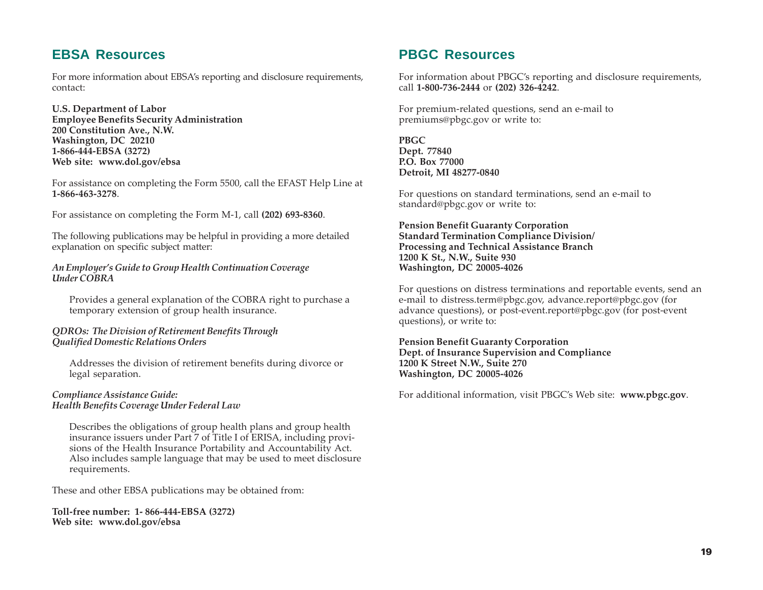## EBSA Resources

For more information about EBSA's reporting and disclosure requirements, contact:

**U.S. Department of Labor**
**Employee Benefits Security Administration**
**200 Constitution Ave., N.W.**
**Washington, DC 20210**
**1-866-444-EBSA (3272)**
**Web site: www.dol.gov/ebsa**

For assistance on completing the Form 5500, call the EFAST Help Line at **1-866-463-3278**.

For assistance on completing the Form M-1, call **(202) 693-8360**.

The following publications may be helpful in providing a more detailed explanation on specific subject matter:

***An Employer's Guide to Group Health Continuation Coverage Under COBRA***

Provides a general explanation of the COBRA right to purchase a temporary extension of group health insurance.

***QDROs: The Division of Retirement Benefits Through Qualified Domestic Relations Orders***

Addresses the division of retirement benefits during divorce or legal separation.

***Compliance Assistance Guide: Health Benefits Coverage Under Federal Law***

Describes the obligations of group health plans and group health insurance issuers under Part 7 of Title I of ERISA, including provisions of the Health Insurance Portability and Accountability Act. Also includes sample language that may be used to meet disclosure requirements.

These and other EBSA publications may be obtained from:

**Toll-free number: 1- 866-444-EBSA (3272)**
**Web site: www.dol.gov/ebsa**

## PBGC Resources

For information about PBGC's reporting and disclosure requirements, call **1-800-736-2444** or **(202) 326-4242**.

For premium-related questions, send an e-mail to premiums@pbgc.gov or write to:

**PBGC**
**Dept. 77840**
**P.O. Box 77000**
**Detroit, MI 48277-0840**

For questions on standard terminations, send an e-mail to standard@pbgc.gov or write to:

**Pension Benefit Guaranty Corporation**
**Standard Termination Compliance Division/**
**Processing and Technical Assistance Branch**
**1200 K St., N.W., Suite 930**
**Washington, DC 20005-4026**

For questions on distress terminations and reportable events, send an e-mail to distress.term@pbgc.gov, advance.report@pbgc.gov (for advance questions), or post-event.report@pbgc.gov (for post-event questions), or write to:

**Pension Benefit Guaranty Corporation**
**Dept. of Insurance Supervision and Compliance**
**1200 K Street N.W., Suite 270**
**Washington, DC 20005-4026**

For additional information, visit PBGC's Web site: **www.pbgc.gov**.